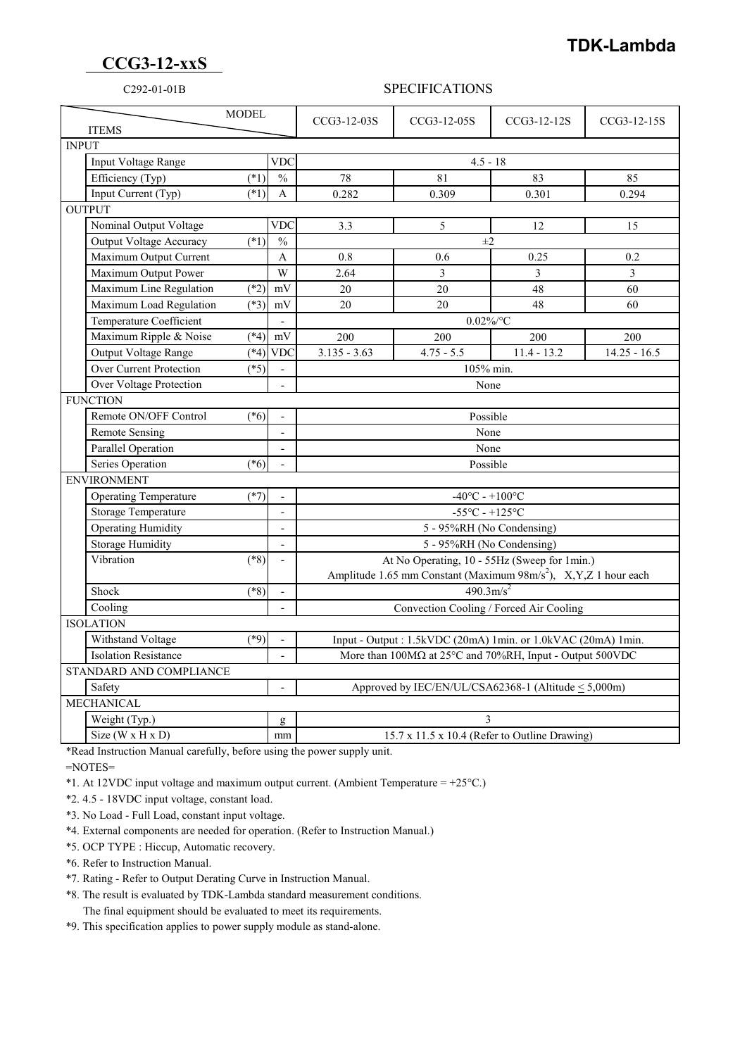**TDK-Lambda**

# CCG3-12-xxS

C292-01-01B

SPECIFICATIONS

| ITEMS | | | MODEL | CCG3-12-03S | CCG3-12-05S | CCG3-12-12S | CCG3-12-15S |
|---|---|---|---|---|---|---|---|
| INPUT | | | | | | | |
| | Input Voltage Range | | VDC | 4.5 - 18 | | | |
| | Efficiency (Typ) | (*1) | % | 78 | 81 | 83 | 85 |
| | Input Current (Typ) | (*1) | A | 0.282 | 0.309 | 0.301 | 0.294 |
| OUTPUT | | | | | | | |
| | Nominal Output Voltage | | VDC | 3.3 | 5 | 12 | 15 |
| | Output Voltage Accuracy | (*1) | % | ±2 | | | |
| | Maximum Output Current | | A | 0.8 | 0.6 | 0.25 | 0.2 |
| | Maximum Output Power | | W | 2.64 | 3 | 3 | 3 |
| | Maximum Line Regulation | (*2) | mV | 20 | 20 | 48 | 60 |
| | Maximum Load Regulation | (*3) | mV | 20 | 20 | 48 | 60 |
| | Temperature Coefficient | | - | 0.02%/°C | | | |
| | Maximum Ripple & Noise | (*4) | mV | 200 | 200 | 200 | 200 |
| | Output Voltage Range | (*4) | VDC | 3.135 - 3.63 | 4.75 - 5.5 | 11.4 - 13.2 | 14.25 - 16.5 |
| | Over Current Protection | (*5) | - | 105% min. | | | |
| | Over Voltage Protection | | - | None | | | |
| FUNCTION | | | | | | | |
| | Remote ON/OFF Control | (*6) | - | Possible | | | |
| | Remote Sensing | | - | None | | | |
| | Parallel Operation | | - | None | | | |
| | Series Operation | (*6) | - | Possible | | | |
| ENVIRONMENT | | | | | | | |
| | Operating Temperature | (*7) | - | -40°C - +100°C | | | |
| | Storage Temperature | | - | -55°C - +125°C | | | |
| | Operating Humidity | | - | 5 - 95%RH (No Condensing) | | | |
| | Storage Humidity | | - | 5 - 95%RH (No Condensing) | | | |
| | Vibration | (*8) | - | At No Operating, 10 - 55Hz (Sweep for 1min.) Amplitude 1.65 mm Constant (Maximum 98m/s$^2$), X,Y,Z 1 hour each | | | |
| | Shock | (*8) | - | 490.3m/s$^2$ | | | |
| | Cooling | | - | Convection Cooling / Forced Air Cooling | | | |
| ISOLATION | | | | | | | |
| | Withstand Voltage | (*9) | - | Input - Output : 1.5kVDC (20mA) 1min. or 1.0kVAC (20mA) 1min. | | | |
| | Isolation Resistance | | - | More than 100MΩ at 25°C and 70%RH, Input - Output 500VDC | | | |
| STANDARD AND COMPLIANCE | | | | | | | |
| | Safety | | - | Approved by IEC/EN/UL/CSA62368-1 (Altitude ≤ 5,000m) | | | |
| MECHANICAL | | | | | | | |
| | Weight (Typ.) | | g | 3 | | | |
| | Size (W x H x D) | | mm | 15.7 x 11.5 x 10.4 (Refer to Outline Drawing) | | | |

*Read Instruction Manual carefully, before using the power supply unit.

=NOTES=

*1. At 12VDC input voltage and maximum output current. (Ambient Temperature = +25°C.)

*2. 4.5 - 18VDC input voltage, constant load.

*3. No Load - Full Load, constant input voltage.

*4. External components are needed for operation. (Refer to Instruction Manual.)

*5. OCP TYPE : Hiccup, Automatic recovery.

*6. Refer to Instruction Manual.

*7. Rating - Refer to Output Derating Curve in Instruction Manual.

*8. The result is evaluated by TDK-Lambda standard measurement conditions.
The final equipment should be evaluated to meet its requirements.

*9. This specification applies to power supply module as stand-alone.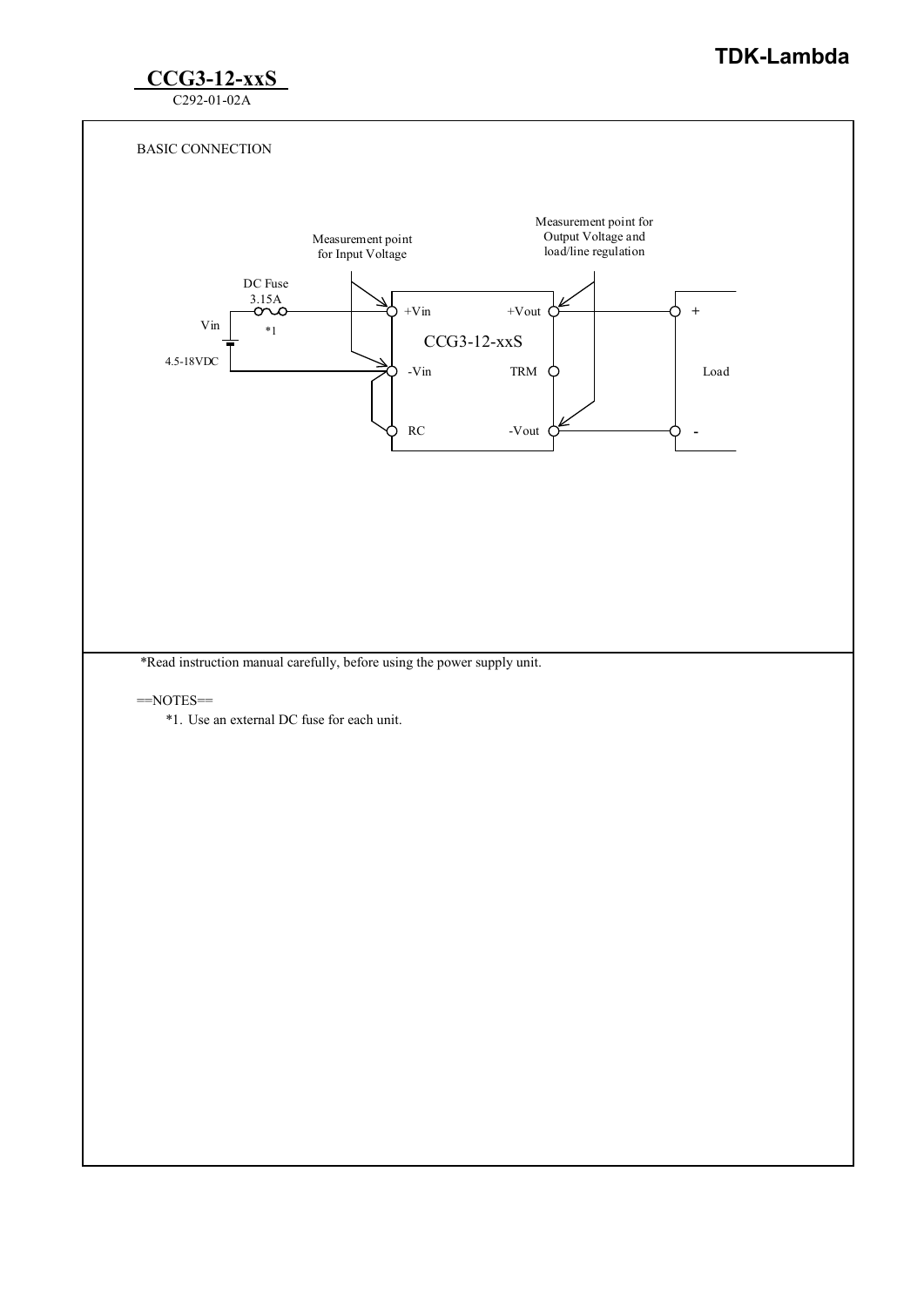**CCG3-12-xxS**

C292-01-02A

BASIC CONNECTION

Measurement point for Input Voltage

Measurement point for Output Voltage and load/line regulation

DC Fuse 3.15A

*1

Vin

4.5-18VDC

+Vin

-Vin

RC

+Vout

TRM

-Vout

CCG3-12-xxS

+

Load

-

*Read instruction manual carefully, before using the power supply unit.

==NOTES==

*1. Use an external DC fuse for each unit.